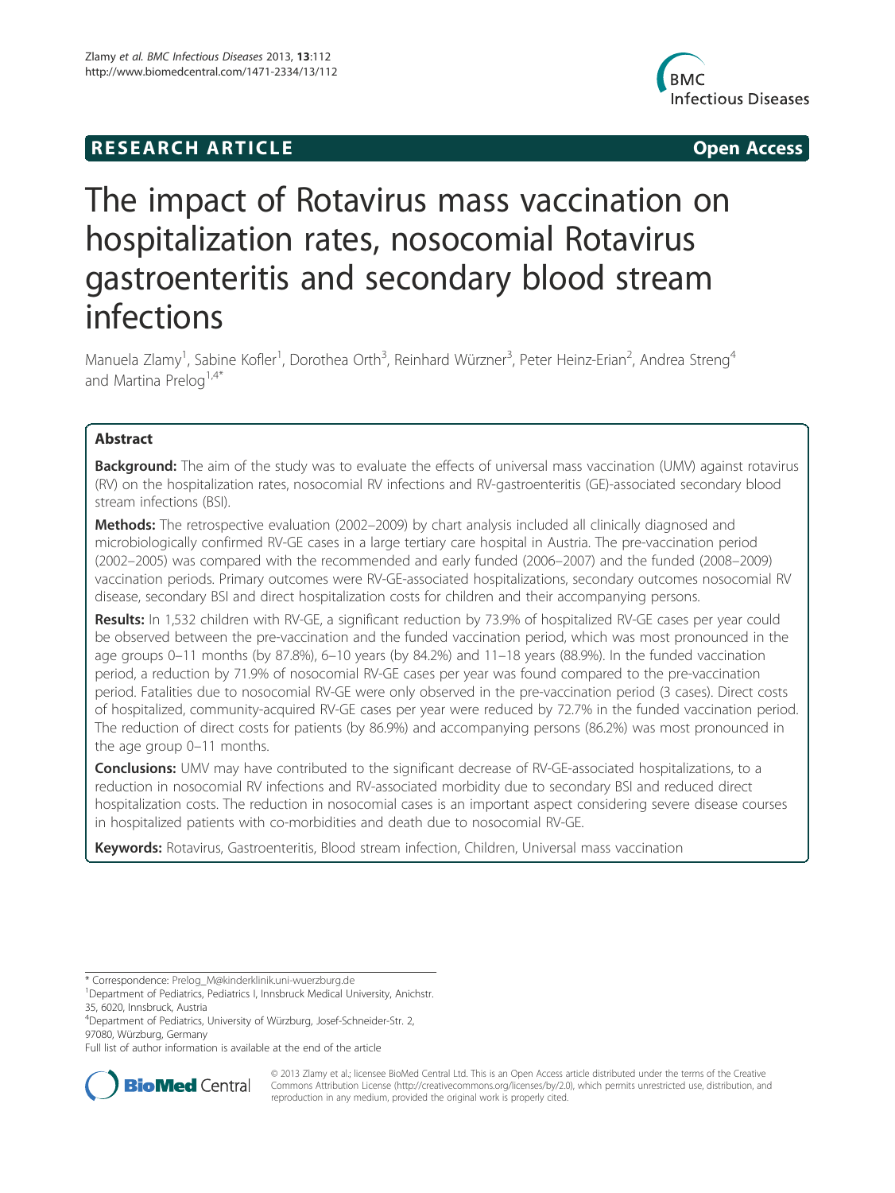RESEARCH ARTICLE Open Access

# The impact of Rotavirus mass vaccination on hospitalization rates, nosocomial Rotavirus gastroenteritis and secondary blood stream infections

Manuela Zlamy[1], Sabine Kofler[1], Dorothea Orth[3], Reinhard Würzner[3], Peter Heinz-Erian[2], Andrea Streng[4] and Martina Prelog[1,4*]

## Abstract

**Background:** The aim of the study was to evaluate the effects of universal mass vaccination (UMV) against rotavirus (RV) on the hospitalization rates, nosocomial RV infections and RV-gastroenteritis (GE)-associated secondary blood stream infections (BSI).

**Methods:** The retrospective evaluation (2002–2009) by chart analysis included all clinically diagnosed and microbiologically confirmed RV-GE cases in a large tertiary care hospital in Austria. The pre-vaccination period (2002–2005) was compared with the recommended and early funded (2006–2007) and the funded (2008–2009) vaccination periods. Primary outcomes were RV-GE-associated hospitalizations, secondary outcomes nosocomial RV disease, secondary BSI and direct hospitalization costs for children and their accompanying persons.

**Results:** In 1,532 children with RV-GE, a significant reduction by 73.9% of hospitalized RV-GE cases per year could be observed between the pre-vaccination and the funded vaccination period, which was most pronounced in the age groups 0–11 months (by 87.8%), 6–10 years (by 84.2%) and 11–18 years (88.9%). In the funded vaccination period, a reduction by 71.9% of nosocomial RV-GE cases per year was found compared to the pre-vaccination period. Fatalities due to nosocomial RV-GE were only observed in the pre-vaccination period (3 cases). Direct costs of hospitalized, community-acquired RV-GE cases per year were reduced by 72.7% in the funded vaccination period. The reduction of direct costs for patients (by 86.9%) and accompanying persons (86.2%) was most pronounced in the age group 0–11 months.

**Conclusions:** UMV may have contributed to the significant decrease of RV-GE-associated hospitalizations, to a reduction in nosocomial RV infections and RV-associated morbidity due to secondary BSI and reduced direct hospitalization costs. The reduction in nosocomial cases is an important aspect considering severe disease courses in hospitalized patients with co-morbidities and death due to nosocomial RV-GE.

**Keywords:** Rotavirus, Gastroenteritis, Blood stream infection, Children, Universal mass vaccination

---

* Correspondence: Prelog_M@kinderklinik.uni-wuerzburg.de

[1] Department of Pediatrics, Pediatrics I, Innsbruck Medical University, Anichstr. 35, 6020, Innsbruck, Austria

[4] Department of Pediatrics, University of Würzburg, Josef-Schneider-Str. 2, 97080, Würzburg, Germany

Full list of author information is available at the end of the article

© 2013 Zlamy et al.; licensee BioMed Central Ltd. This is an Open Access article distributed under the terms of the Creative Commons Attribution License (http://creativecommons.org/licenses/by/2.0), which permits unrestricted use, distribution, and reproduction in any medium, provided the original work is properly cited.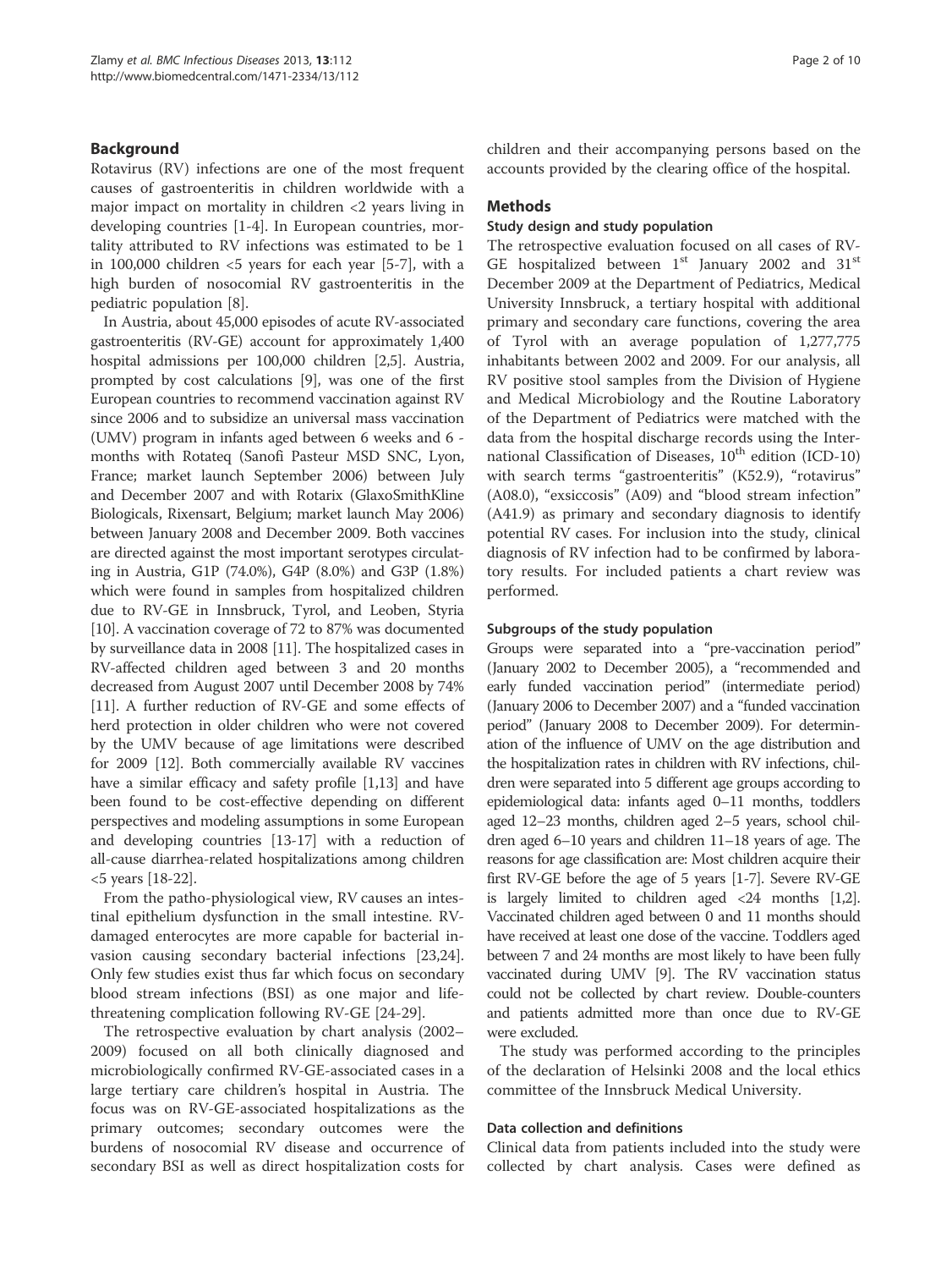## Background

Rotavirus (RV) infections are one of the most frequent causes of gastroenteritis in children worldwide with a major impact on mortality in children <2 years living in developing countries [1-4]. In European countries, mortality attributed to RV infections was estimated to be 1 in 100,000 children <5 years for each year [5-7], with a high burden of nosocomial RV gastroenteritis in the pediatric population [8].

In Austria, about 45,000 episodes of acute RV-associated gastroenteritis (RV-GE) account for approximately 1,400 hospital admissions per 100,000 children [2,5]. Austria, prompted by cost calculations [9], was one of the first European countries to recommend vaccination against RV since 2006 and to subsidize an universal mass vaccination (UMV) program in infants aged between 6 weeks and 6 - months with Rotateq (Sanofi Pasteur MSD SNC, Lyon, France; market launch September 2006) between July and December 2007 and with Rotarix (GlaxoSmithKline Biologicals, Rixensart, Belgium; market launch May 2006) between January 2008 and December 2009. Both vaccines are directed against the most important serotypes circulating in Austria, G1P (74.0%), G4P (8.0%) and G3P (1.8%) which were found in samples from hospitalized children due to RV-GE in Innsbruck, Tyrol, and Leoben, Styria [10]. A vaccination coverage of 72 to 87% was documented by surveillance data in 2008 [11]. The hospitalized cases in RV-affected children aged between 3 and 20 months decreased from August 2007 until December 2008 by 74% [11]. A further reduction of RV-GE and some effects of herd protection in older children who were not covered by the UMV because of age limitations were described for 2009 [12]. Both commercially available RV vaccines have a similar efficacy and safety profile [1,13] and have been found to be cost-effective depending on different perspectives and modeling assumptions in some European and developing countries [13-17] with a reduction of all-cause diarrhea-related hospitalizations among children <5 years [18-22].

From the patho-physiological view, RV causes an intestinal epithelium dysfunction in the small intestine. RV-damaged enterocytes are more capable for bacterial invasion causing secondary bacterial infections [23,24]. Only few studies exist thus far which focus on secondary blood stream infections (BSI) as one major and life-threatening complication following RV-GE [24-29].

The retrospective evaluation by chart analysis (2002–2009) focused on all both clinically diagnosed and microbiologically confirmed RV-GE-associated cases in a large tertiary care children's hospital in Austria. The focus was on RV-GE-associated hospitalizations as the primary outcomes; secondary outcomes were the burdens of nosocomial RV disease and occurrence of secondary BSI as well as direct hospitalization costs for children and their accompanying persons based on the accounts provided by the clearing office of the hospital.

## Methods

### Study design and study population

The retrospective evaluation focused on all cases of RV-GE hospitalized between 1[st] January 2002 and 31[st] December 2009 at the Department of Pediatrics, Medical University Innsbruck, a tertiary hospital with additional primary and secondary care functions, covering the area of Tyrol with an average population of 1,277,775 inhabitants between 2002 and 2009. For our analysis, all RV positive stool samples from the Division of Hygiene and Medical Microbiology and the Routine Laboratory of the Department of Pediatrics were matched with the data from the hospital discharge records using the International Classification of Diseases, 10[th] edition (ICD-10) with search terms "gastroenteritis" (K52.9), "rotavirus" (A08.0), "exsiccosis" (A09) and "blood stream infection" (A41.9) as primary and secondary diagnosis to identify potential RV cases. For inclusion into the study, clinical diagnosis of RV infection had to be confirmed by laboratory results. For included patients a chart review was performed.

### Subgroups of the study population

Groups were separated into a "pre-vaccination period" (January 2002 to December 2005), a "recommended and early funded vaccination period" (intermediate period) (January 2006 to December 2007) and a "funded vaccination period" (January 2008 to December 2009). For determination of the influence of UMV on the age distribution and the hospitalization rates in children with RV infections, children were separated into 5 different age groups according to epidemiological data: infants aged 0–11 months, toddlers aged 12–23 months, children aged 2–5 years, school children aged 6–10 years and children 11–18 years of age. The reasons for age classification are: Most children acquire their first RV-GE before the age of 5 years [1-7]. Severe RV-GE is largely limited to children aged <24 months [1,2]. Vaccinated children aged between 0 and 11 months should have received at least one dose of the vaccine. Toddlers aged between 7 and 24 months are most likely to have been fully vaccinated during UMV [9]. The RV vaccination status could not be collected by chart review. Double-counters and patients admitted more than once due to RV-GE were excluded.

The study was performed according to the principles of the declaration of Helsinki 2008 and the local ethics committee of the Innsbruck Medical University.

### Data collection and definitions

Clinical data from patients included into the study were collected by chart analysis. Cases were defined as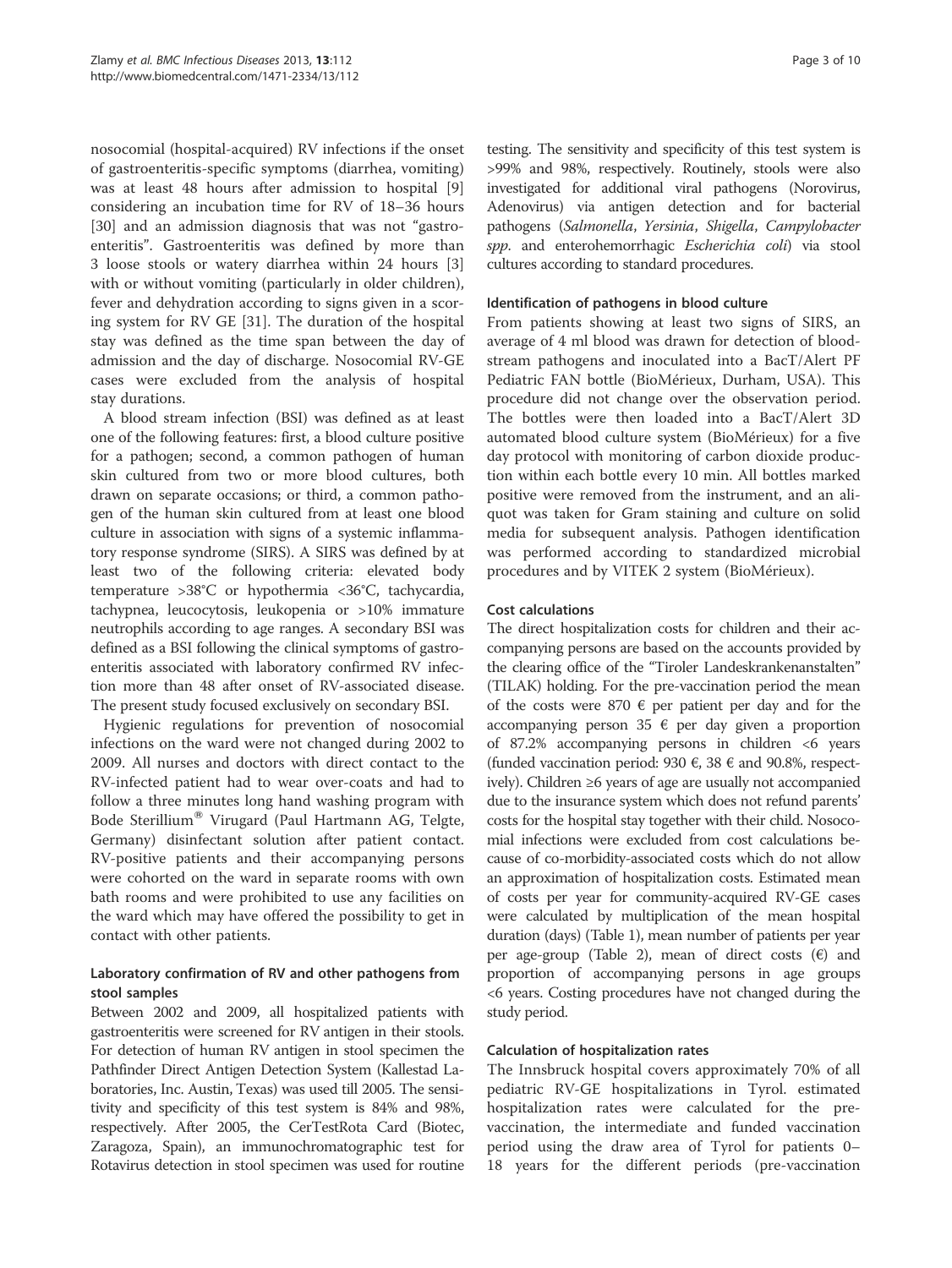nosocomial (hospital-acquired) RV infections if the onset of gastroenteritis-specific symptoms (diarrhea, vomiting) was at least 48 hours after admission to hospital [9] considering an incubation time for RV of 18–36 hours [30] and an admission diagnosis that was not "gastroenteritis". Gastroenteritis was defined by more than 3 loose stools or watery diarrhea within 24 hours [3] with or without vomiting (particularly in older children), fever and dehydration according to signs given in a scoring system for RV GE [31]. The duration of the hospital stay was defined as the time span between the day of admission and the day of discharge. Nosocomial RV-GE cases were excluded from the analysis of hospital stay durations.

A blood stream infection (BSI) was defined as at least one of the following features: first, a blood culture positive for a pathogen; second, a common pathogen of human skin cultured from two or more blood cultures, both drawn on separate occasions; or third, a common pathogen of the human skin cultured from at least one blood culture in association with signs of a systemic inflammatory response syndrome (SIRS). A SIRS was defined by at least two of the following criteria: elevated body temperature >38°C or hypothermia <36°C, tachycardia, tachypnea, leucocytosis, leukopenia or >10% immature neutrophils according to age ranges. A secondary BSI was defined as a BSI following the clinical symptoms of gastroenteritis associated with laboratory confirmed RV infection more than 48 after onset of RV-associated disease. The present study focused exclusively on secondary BSI.

Hygienic regulations for prevention of nosocomial infections on the ward were not changed during 2002 to 2009. All nurses and doctors with direct contact to the RV-infected patient had to wear over-coats and had to follow a three minutes long hand washing program with Bode Sterillium® Virugard (Paul Hartmann AG, Telgte, Germany) disinfectant solution after patient contact. RV-positive patients and their accompanying persons were cohorted on the ward in separate rooms with own bath rooms and were prohibited to use any facilities on the ward which may have offered the possibility to get in contact with other patients.

### Laboratory confirmation of RV and other pathogens from stool samples

Between 2002 and 2009, all hospitalized patients with gastroenteritis were screened for RV antigen in their stools. For detection of human RV antigen in stool specimen the Pathfinder Direct Antigen Detection System (Kallestad Laboratories, Inc. Austin, Texas) was used till 2005. The sensitivity and specificity of this test system is 84% and 98%, respectively. After 2005, the CerTestRota Card (Biotec, Zaragoza, Spain), an immunochromatographic test for Rotavirus detection in stool specimen was used for routine testing. The sensitivity and specificity of this test system is >99% and 98%, respectively. Routinely, stools were also investigated for additional viral pathogens (Norovirus, Adenovirus) via antigen detection and for bacterial pathogens (*Salmonella*, *Yersinia*, *Shigella*, *Campylobacter spp*. and enterohemorrhagic *Escherichia coli*) via stool cultures according to standard procedures.

### Identification of pathogens in blood culture

From patients showing at least two signs of SIRS, an average of 4 ml blood was drawn for detection of blood-stream pathogens and inoculated into a BacT/Alert PF Pediatric FAN bottle (BioMérieux, Durham, USA). This procedure did not change over the observation period. The bottles were then loaded into a BacT/Alert 3D automated blood culture system (BioMérieux) for a five day protocol with monitoring of carbon dioxide production within each bottle every 10 min. All bottles marked positive were removed from the instrument, and an aliquot was taken for Gram staining and culture on solid media for subsequent analysis. Pathogen identification was performed according to standardized microbial procedures and by VITEK 2 system (BioMérieux).

### Cost calculations

The direct hospitalization costs for children and their accompanying persons are based on the accounts provided by the clearing office of the "Tiroler Landeskrankenanstalten" (TILAK) holding. For the pre-vaccination period the mean of the costs were 870 € per patient per day and for the accompanying person 35 € per day given a proportion of 87.2% accompanying persons in children <6 years (funded vaccination period: 930 €, 38 € and 90.8%, respectively). Children ≥6 years of age are usually not accompanied due to the insurance system which does not refund parents' costs for the hospital stay together with their child. Nosocomial infections were excluded from cost calculations because of co-morbidity-associated costs which do not allow an approximation of hospitalization costs. Estimated mean of costs per year for community-acquired RV-GE cases were calculated by multiplication of the mean hospital duration (days) (Table 1), mean number of patients per year per age-group (Table 2), mean of direct costs (€) and proportion of accompanying persons in age groups <6 years. Costing procedures have not changed during the study period.

### Calculation of hospitalization rates

The Innsbruck hospital covers approximately 70% of all pediatric RV-GE hospitalizations in Tyrol. estimated hospitalization rates were calculated for the pre-vaccination, the intermediate and funded vaccination period using the draw area of Tyrol for patients 0–18 years for the different periods (pre-vaccination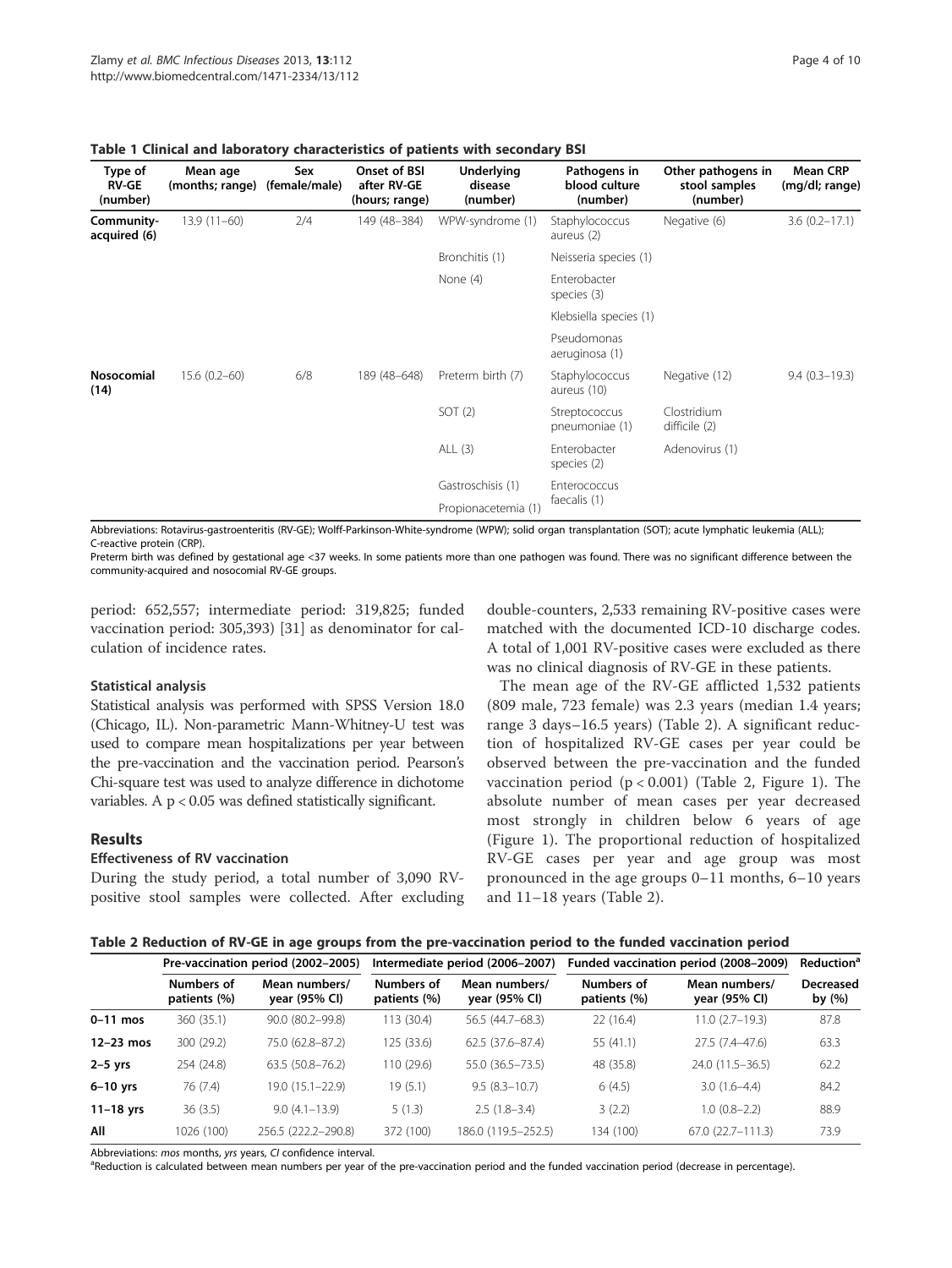**Table 1 Clinical and laboratory characteristics of patients with secondary BSI**

| Type of RV-GE (number) | Mean age (months; range) | Sex (female/male) | Onset of BSI after RV-GE (hours; range) | Underlying disease (number) | Pathogens in blood culture (number) | Other pathogens in stool samples (number) | Mean CRP (mg/dl; range) |
|---|---|---|---|---|---|---|---|
| **Community-acquired (6)** | 13.9 (11–60) | 2/4 | 149 (48–384) | WPW-syndrome (1) | Staphylococcus aureus (2) | Negative (6) | 3.6 (0.2–17.1) |
| | | | | Bronchitis (1) | Neisseria species (1) | | |
| | | | | None (4) | Enterobacter species (3) | | |
| | | | | | Klebsiella species (1) | | |
| | | | | | Pseudomonas aeruginosa (1) | | |
| **Nosocomial (14)** | 15.6 (0.2–60) | 6/8 | 189 (48–648) | Preterm birth (7) | Staphylococcus aureus (10) | Negative (12) | 9.4 (0.3–19.3) |
| | | | | SOT (2) | Streptococcus pneumoniae (1) | Clostridium difficile (2) | |
| | | | | ALL (3) | Enterobacter species (2) | Adenovirus (1) | |
| | | | | Gastroschisis (1) | Enterococcus faecalis (1) | | |
| | | | | Propionacetemia (1) | | | |

Abbreviations: Rotavirus-gastroenteritis (RV-GE); Wolff-Parkinson-White-syndrome (WPW); solid organ transplantation (SOT); acute lymphatic leukemia (ALL); C-reactive protein (CRP).
Preterm birth was defined by gestational age <37 weeks. In some patients more than one pathogen was found. There was no significant difference between the community-acquired and nosocomial RV-GE groups.

period: 652,557; intermediate period: 319,825; funded vaccination period: 305,393) [31] as denominator for calculation of incidence rates.

### Statistical analysis

Statistical analysis was performed with SPSS Version 18.0 (Chicago, IL). Non-parametric Mann-Whitney-U test was used to compare mean hospitalizations per year between the pre-vaccination and the vaccination period. Pearson's Chi-square test was used to analyze difference in dichotome variables. A $p < 0.05$ was defined statistically significant.

## Results

### Effectiveness of RV vaccination

During the study period, a total number of 3,090 RV-positive stool samples were collected. After excluding double-counters, 2,533 remaining RV-positive cases were matched with the documented ICD-10 discharge codes. A total of 1,001 RV-positive cases were excluded as there was no clinical diagnosis of RV-GE in these patients.

The mean age of the RV-GE afflicted 1,532 patients (809 male, 723 female) was 2.3 years (median 1.4 years; range 3 days–16.5 years) (Table 2). A significant reduction of hospitalized RV-GE cases per year could be observed between the pre-vaccination and the funded vaccination period ($p < 0.001$) (Table 2, Figure 1). The absolute number of mean cases per year decreased most strongly in children below 6 years of age (Figure 1). The proportional reduction of hospitalized RV-GE cases per year and age group was most pronounced in the age groups 0–11 months, 6–10 years and 11–18 years (Table 2).

**Table 2 Reduction of RV-GE in age groups from the pre-vaccination period to the funded vaccination period**

| | Pre-vaccination period (2002–2005) | | Intermediate period (2006–2007) | | Funded vaccination period (2008–2009) | | Reduction[a] |
|---|---|---|---|---|---|---|---|
| | Numbers of patients (%) | Mean numbers/ year (95% CI) | Numbers of patients (%) | Mean numbers/ year (95% CI) | Numbers of patients (%) | Mean numbers/ year (95% CI) | Decreased by (%) |
| **0–11 mos** | 360 (35.1) | 90.0 (80.2–99.8) | 113 (30.4) | 56.5 (44.7–68.3) | 22 (16.4) | 11.0 (2.7–19.3) | 87.8 |
| **12–23 mos** | 300 (29.2) | 75.0 (62.8–87.2) | 125 (33.6) | 62.5 (37.6–87.4) | 55 (41.1) | 27.5 (7.4–47.6) | 63.3 |
| **2–5 yrs** | 254 (24.8) | 63.5 (50.8–76.2) | 110 (29.6) | 55.0 (36.5–73.5) | 48 (35.8) | 24.0 (11.5–36.5) | 62.2 |
| **6–10 yrs** | 76 (7.4) | 19.0 (15.1–22.9) | 19 (5.1) | 9.5 (8.3–10.7) | 6 (4.5) | 3.0 (1.6–4.4) | 84.2 |
| **11–18 yrs** | 36 (3.5) | 9.0 (4.1–13.9) | 5 (1.3) | 2.5 (1.8–3.4) | 3 (2.2) | 1.0 (0.8–2.2) | 88.9 |
| **All** | 1026 (100) | 256.5 (222.2–290.8) | 372 (100) | 186.0 (119.5–252.5) | 134 (100) | 67.0 (22.7–111.3) | 73.9 |

Abbreviations: *mos* months, *yrs* years, *CI* confidence interval.
[a]Reduction is calculated between mean numbers per year of the pre-vaccination period and the funded vaccination period (decrease in percentage).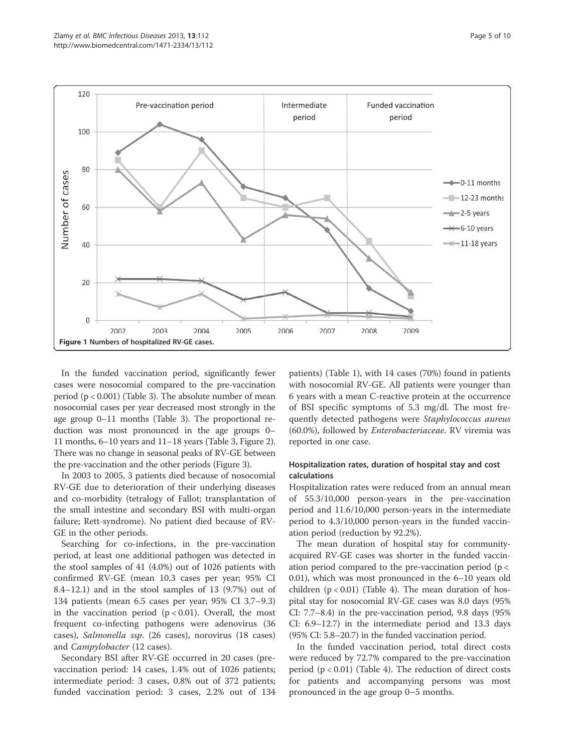Figure 1 Numbers of hospitalized RV-GE cases.

In the funded vaccination period, significantly fewer cases were nosocomial compared to the pre-vaccination period ($p < 0.001$) (Table 3). The absolute number of mean nosocomial cases per year decreased most strongly in the age group 0–11 months (Table 3). The proportional reduction was most pronounced in the age groups 0–11 months, 6–10 years and 11–18 years (Table 3, Figure 2). There was no change in seasonal peaks of RV-GE between the pre-vaccination and the other periods (Figure 3).

In 2003 to 2005, 3 patients died because of nosocomial RV-GE due to deterioration of their underlying diseases and co-morbidity (tetralogy of Fallot; transplantation of the small intestine and secondary BSI with multi-organ failure; Rett-syndrome). No patient died because of RV-GE in the other periods.

Searching for co-infections, in the pre-vaccination period, at least one additional pathogen was detected in the stool samples of 41 (4.0%) out of 1026 patients with confirmed RV-GE (mean 10.3 cases per year; 95% CI 8.4–12.1) and in the stool samples of 13 (9.7%) out of 134 patients (mean 6.5 cases per year; 95% CI 3.7–9.3) in the vaccination period ($p < 0.01$). Overall, the most frequent co-infecting pathogens were adenovirus (36 cases), *Salmonella ssp*. (26 cases), norovirus (18 cases) and *Campylobacter* (12 cases).

Secondary BSI after RV-GE occurred in 20 cases (pre-vaccination period: 14 cases, 1.4% out of 1026 patients; intermediate period: 3 cases, 0.8% out of 372 patients; funded vaccination period: 3 cases, 2.2% out of 134 patients) (Table 1), with 14 cases (70%) found in patients with nosocomial RV-GE. All patients were younger than 6 years with a mean C-reactive protein at the occurrence of BSI specific symptoms of 5.3 mg/dl. The most frequently detected pathogens were *Staphylococcus aureus* (60.0%), followed by *Enterobacteriaceae*. RV viremia was reported in one case.

### Hospitalization rates, duration of hospital stay and cost calculations

Hospitalization rates were reduced from an annual mean of 55.3/10,000 person-years in the pre-vaccination period and 11.6/10,000 person-years in the intermediate period to 4.3/10,000 person-years in the funded vaccination period (reduction by 92.2%).

The mean duration of hospital stay for community-acquired RV-GE cases was shorter in the funded vaccination period compared to the pre-vaccination period ($p < 0.01$), which was most pronounced in the 6–10 years old children ($p < 0.01$) (Table 4). The mean duration of hospital stay for nosocomial RV-GE cases was 8.0 days (95% CI: 7.7–8.4) in the pre-vaccination period, 9.8 days (95% CI: 6.9–12.7) in the intermediate period and 13.3 days (95% CI: 5.8–20.7) in the funded vaccination period.

In the funded vaccination period, total direct costs were reduced by 72.7% compared to the pre-vaccination period ($p < 0.01$) (Table 4). The reduction of direct costs for patients and accompanying persons was most pronounced in the age group 0–5 months.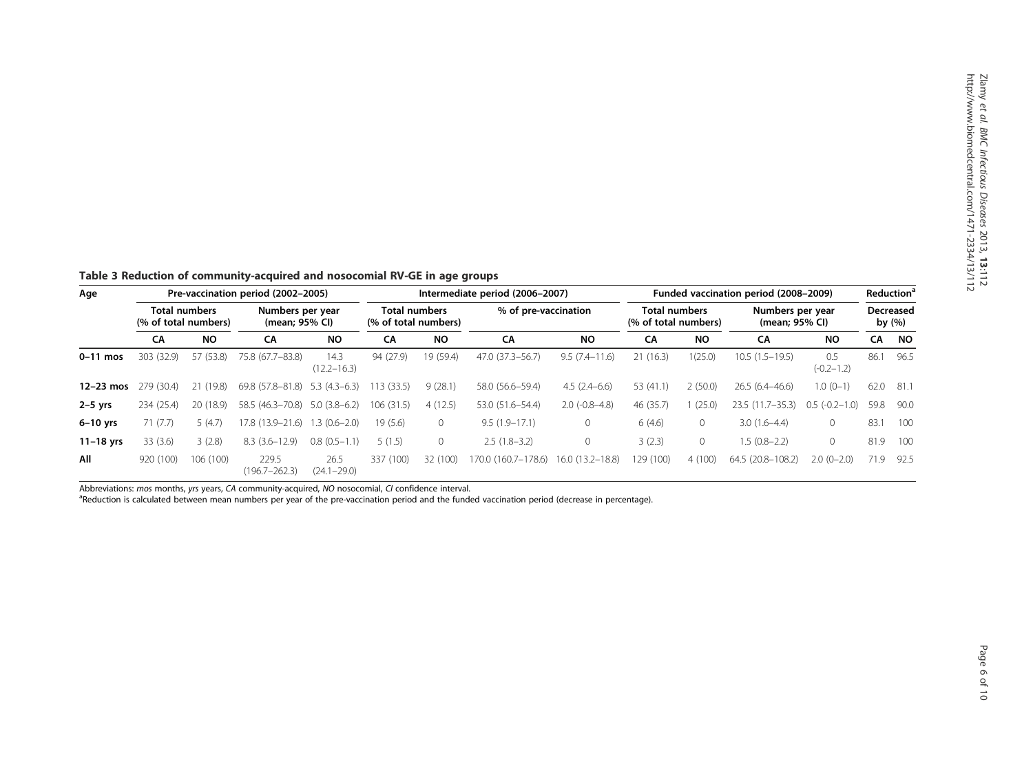**Table 3 Reduction of community-acquired and nosocomial RV-GE in age groups**

| Age | Pre-vaccination period (2002–2005) | | | | Intermediate period (2006–2007) | | | | Funded vaccination period (2008–2009) | | | | Reduction[a] | |
|---|---|---|---|---|---|---|---|---|---|---|---|---|---|---|
| | Total numbers (% of total numbers) | | Numbers per year (mean; 95% CI) | | Total numbers (% of total numbers) | | % of pre-vaccination | | Total numbers (% of total numbers) | | Numbers per year (mean; 95% CI) | | Decreased by (%) | |
| | CA | NO | CA | NO | CA | NO | CA | NO | CA | NO | CA | NO | CA | NO |
| **0–11 mos** | 303 (32.9) | 57 (53.8) | 75.8 (67.7–83.8) | 14.3 (12.2–16.3) | 94 (27.9) | 19 (59.4) | 47.0 (37.3–56.7) | 9.5 (7.4–11.6) | 21 (16.3) | 1(25.0) | 10.5 (1.5–19.5) | 0.5 (-0.2–1.2) | 86.1 | 96.5 |
| **12–23 mos** | 279 (30.4) | 21 (19.8) | 69.8 (57.8–81.8) | 5.3 (4.3–6.3) | 113 (33.5) | 9 (28.1) | 58.0 (56.6–59.4) | 4.5 (2.4–6.6) | 53 (41.1) | 2 (50.0) | 26.5 (6.4–46.6) | 1.0 (0–1) | 62.0 | 81.1 |
| **2–5 yrs** | 234 (25.4) | 20 (18.9) | 58.5 (46.3–70.8) | 5.0 (3.8–6.2) | 106 (31.5) | 4 (12.5) | 53.0 (51.6–54.4) | 2.0 (-0.8–4.8) | 46 (35.7) | 1 (25.0) | 23.5 (11.7–35.3) | 0.5 (-0.2–1.0) | 59.8 | 90.0 |
| **6–10 yrs** | 71 (7.7) | 5 (4.7) | 17.8 (13.9–21.6) | 1.3 (0.6–2.0) | 19 (5.6) | 0 | 9.5 (1.9–17.1) | 0 | 6 (4.6) | 0 | 3.0 (1.6–4.4) | 0 | 83.1 | 100 |
| **11–18 yrs** | 33 (3.6) | 3 (2.8) | 8.3 (3.6–12.9) | 0.8 (0.5–1.1) | 5 (1.5) | 0 | 2.5 (1.8–3.2) | 0 | 3 (2.3) | 0 | 1.5 (0.8–2.2) | 0 | 81.9 | 100 |
| **All** | 920 (100) | 106 (100) | 229.5 (196.7–262.3) | 26.5 (24.1–29.0) | 337 (100) | 32 (100) | 170.0 (160.7–178.6) | 16.0 (13.2–18.8) | 129 (100) | 4 (100) | 64.5 (20.8–108.2) | 2.0 (0–2.0) | 71.9 | 92.5 |

Abbreviations: *mos* months, *yrs* years, *CA* community-acquired, *NO* nosocomial, *CI* confidence interval.
[a]Reduction is calculated between mean numbers per year of the pre-vaccination period and the funded vaccination period (decrease in percentage).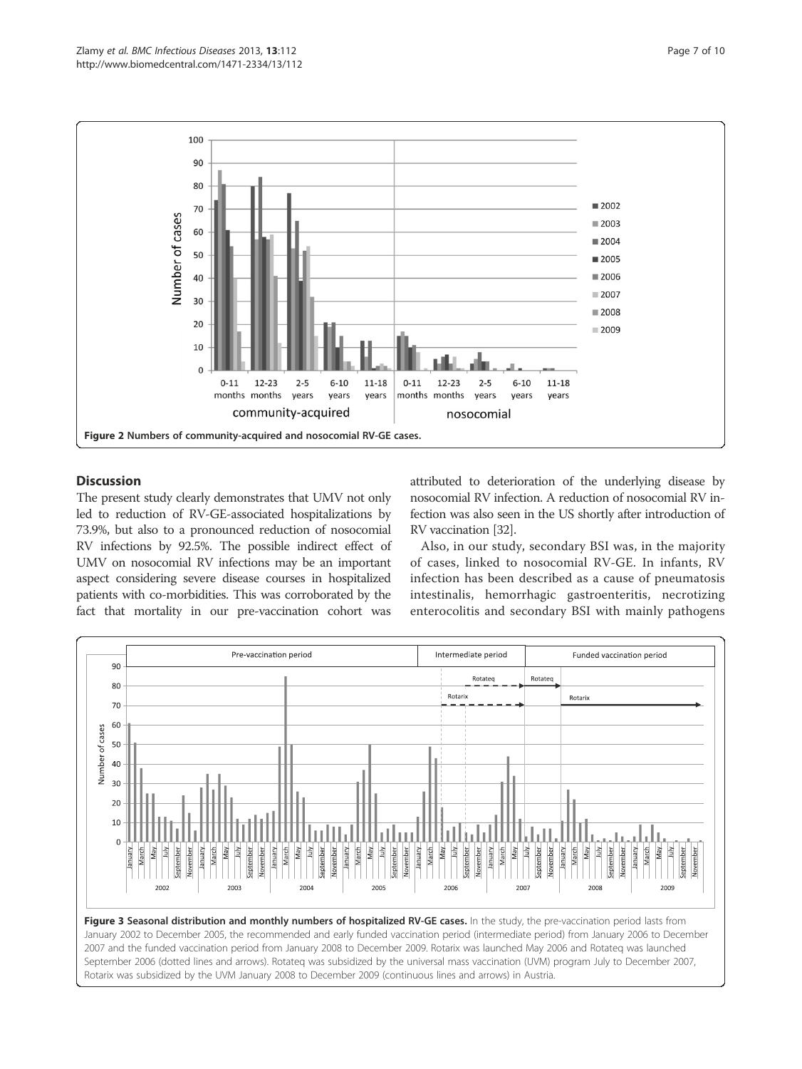Figure 2 Numbers of community-acquired and nosocomial RV-GE cases.

## Discussion

The present study clearly demonstrates that UMV not only led to reduction of RV-GE-associated hospitalizations by 73.9%, but also to a pronounced reduction of nosocomial RV infections by 92.5%. The possible indirect effect of UMV on nosocomial RV infections may be an important aspect considering severe disease courses in hospitalized patients with co-morbidities. This was corroborated by the fact that mortality in our pre-vaccination cohort was attributed to deterioration of the underlying disease by nosocomial RV infection. A reduction of nosocomial RV infection was also seen in the US shortly after introduction of RV vaccination [32].

Also, in our study, secondary BSI was, in the majority of cases, linked to nosocomial RV-GE. In infants, RV infection has been described as a cause of pneumatosis intestinalis, hemorrhagic gastroenteritis, necrotizing enterocolitis and secondary BSI with mainly pathogens

Figure 3 Seasonal distribution and monthly numbers of hospitalized RV-GE cases. In the study, the pre-vaccination period lasts from January 2002 to December 2005, the recommended and early funded vaccination period (intermediate period) from January 2006 to December 2007 and the funded vaccination period from January 2008 to December 2009. Rotarix was launched May 2006 and Rotateq was launched September 2006 (dotted lines and arrows). Rotateq was subsidized by the universal mass vaccination (UVM) program July to December 2007, Rotarix was subsidized by the UVM January 2008 to December 2009 (continuous lines and arrows) in Austria.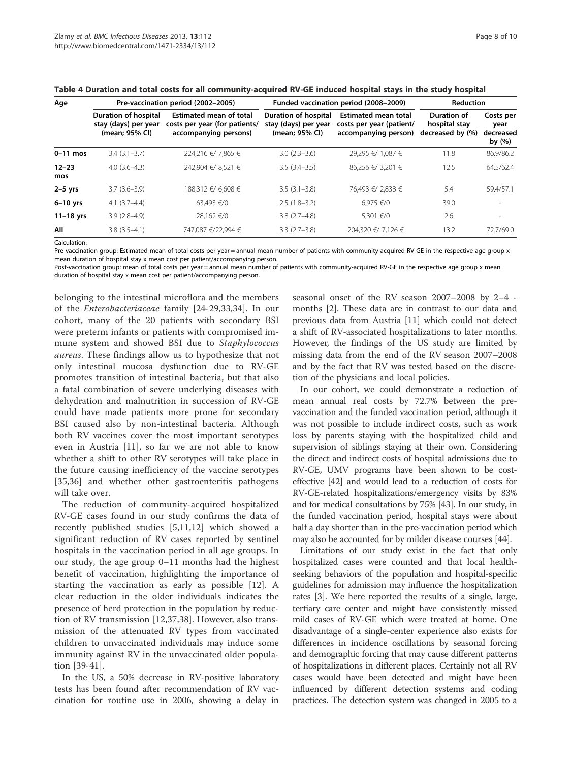**Table 4 Duration and total costs for all community-acquired RV-GE induced hospital stays in the study hospital**

| Age | Pre-vaccination period (2002–2005) | | Funded vaccination period (2008–2009) | | Reduction | |
|---|---|---|---|---|---|---|
| | Duration of hospital stay (days) per year (mean; 95% CI) | Estimated mean of total costs per year (for patients/ accompanying persons) | Duration of hospital stay (days) per year (mean; 95% CI) | Estimated mean total costs per year (patient/ accompanying person) | Duration of hospital stay decreased by (%) | Costs per year decreased by (%) |
| **0–11 mos** | 3.4 (3.1–3.7) | 224,216 €/ 7,865 € | 3.0 (2.3–3.6) | 29,295 €/ 1,087 € | 11.8 | 86.9/86.2 |
| **12–23 mos** | 4.0 (3.6–4.3) | 242,904 €/ 8,521 € | 3.5 (3.4–3.5) | 86,256 €/ 3,201 € | 12.5 | 64.5/62.4 |
| **2–5 yrs** | 3.7 (3.6–3.9) | 188,312 €/ 6,608 € | 3.5 (3.1–3.8) | 76,493 €/ 2,838 € | 5.4 | 59.4/57.1 |
| **6–10 yrs** | 4.1 (3.7–4.4) | 63,493 €/0 | 2.5 (1.8–3.2) | 6,975 €/0 | 39.0 | - |
| **11–18 yrs** | 3.9 (2.8–4.9) | 28,162 €/0 | 3.8 (2.7–4.8) | 5,301 €/0 | 2.6 | - |
| **All** | 3.8 (3.5–4.1) | 747,087 €/22,994 € | 3.3 (2.7–3.8) | 204,320 €/ 7,126 € | 13.2 | 72.7/69.0 |

Calculation:

Pre-vaccination group: Estimated mean of total costs per year = annual mean number of patients with community-acquired RV-GE in the respective age group x mean duration of hospital stay x mean cost per patient/accompanying person.

Post-vaccination group: mean of total costs per year = annual mean number of patients with community-acquired RV-GE in the respective age group x mean duration of hospital stay x mean cost per patient/accompanying person.

belonging to the intestinal microflora and the members of the *Enterobacteriaceae* family [24-29,33,34]. In our cohort, many of the 20 patients with secondary BSI were preterm infants or patients with compromised immune system and showed BSI due to *Staphylococcus aureus*. These findings allow us to hypothesize that not only intestinal mucosa dysfunction due to RV-GE promotes transition of intestinal bacteria, but that also a fatal combination of severe underlying diseases with dehydration and malnutrition in succession of RV-GE could have made patients more prone for secondary BSI caused also by non-intestinal bacteria. Although both RV vaccines cover the most important serotypes even in Austria [11], so far we are not able to know whether a shift to other RV serotypes will take place in the future causing inefficiency of the vaccine serotypes [35,36] and whether other gastroenteritis pathogens will take over.

The reduction of community-acquired hospitalized RV-GE cases found in our study confirms the data of recently published studies [5,11,12] which showed a significant reduction of RV cases reported by sentinel hospitals in the vaccination period in all age groups. In our study, the age group 0–11 months had the highest benefit of vaccination, highlighting the importance of starting the vaccination as early as possible [12]. A clear reduction in the older individuals indicates the presence of herd protection in the population by reduction of RV transmission [12,37,38]. However, also transmission of the attenuated RV types from vaccinated children to unvaccinated individuals may induce some immunity against RV in the unvaccinated older population [39-41].

In the US, a 50% decrease in RV-positive laboratory tests has been found after recommendation of RV vaccination for routine use in 2006, showing a delay in seasonal onset of the RV season 2007–2008 by 2–4 - months [2]. These data are in contrast to our data and previous data from Austria [11] which could not detect a shift of RV-associated hospitalizations to later months. However, the findings of the US study are limited by missing data from the end of the RV season 2007–2008 and by the fact that RV was tested based on the discretion of the physicians and local policies.

In our cohort, we could demonstrate a reduction of mean annual real costs by 72.7% between the pre-vaccination and the funded vaccination period, although it was not possible to include indirect costs, such as work loss by parents staying with the hospitalized child and supervision of siblings staying at their own. Considering the direct and indirect costs of hospital admissions due to RV-GE, UMV programs have been shown to be cost-effective [42] and would lead to a reduction of costs for RV-GE-related hospitalizations/emergency visits by 83% and for medical consultations by 75% [43]. In our study, in the funded vaccination period, hospital stays were about half a day shorter than in the pre-vaccination period which may also be accounted for by milder disease courses [44].

Limitations of our study exist in the fact that only hospitalized cases were counted and that local health-seeking behaviors of the population and hospital-specific guidelines for admission may influence the hospitalization rates [3]. We here reported the results of a single, large, tertiary care center and might have consistently missed mild cases of RV-GE which were treated at home. One disadvantage of a single-center experience also exists for differences in incidence oscillations by seasonal forcing and demographic forcing that may cause different patterns of hospitalizations in different places. Certainly not all RV cases would have been detected and might have been influenced by different detection systems and coding practices. The detection system was changed in 2005 to a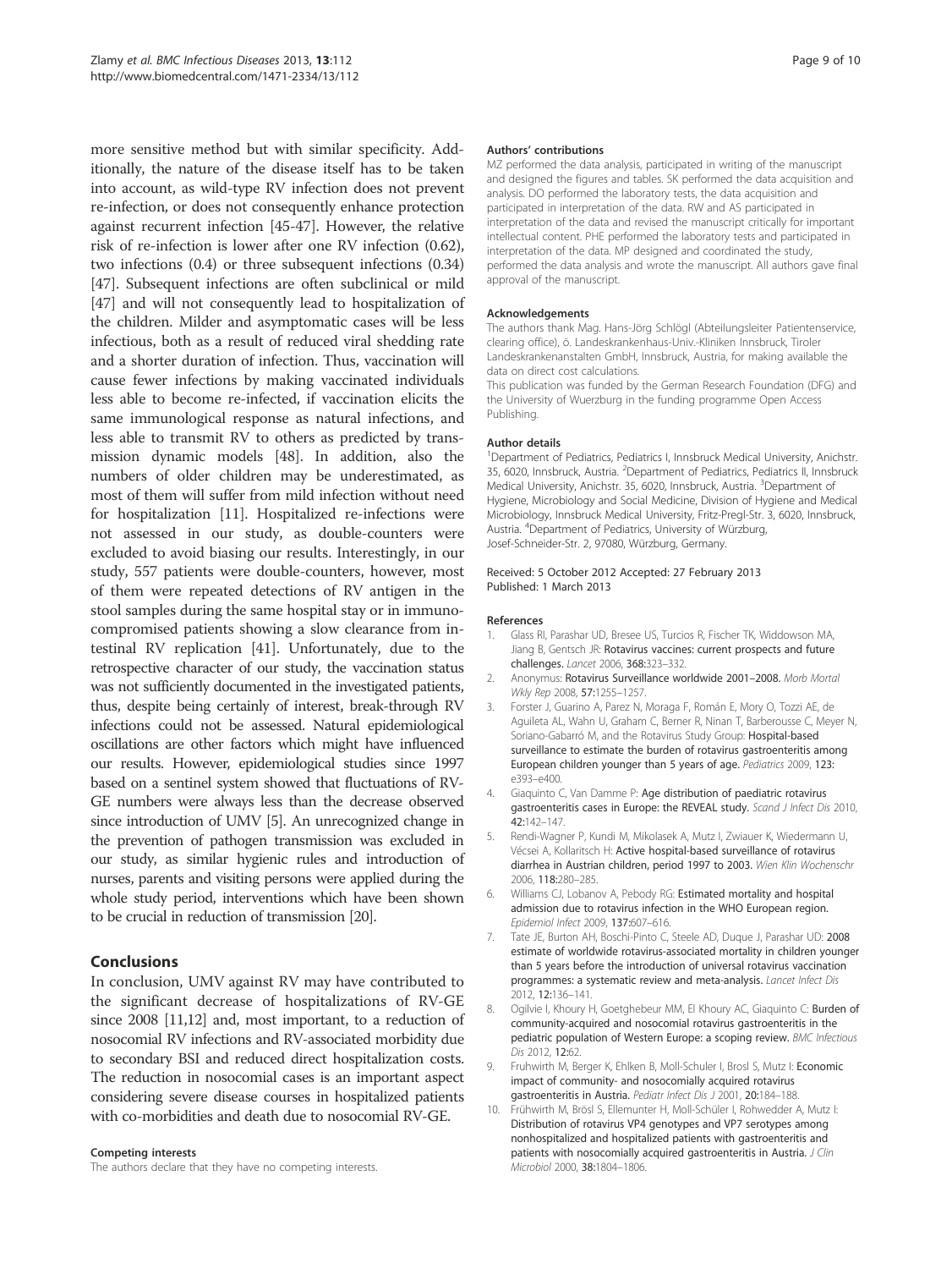more sensitive method but with similar specificity. Additionally, the nature of the disease itself has to be taken into account, as wild-type RV infection does not prevent re-infection, or does not consequently enhance protection against recurrent infection [45-47]. However, the relative risk of re-infection is lower after one RV infection (0.62), two infections (0.4) or three subsequent infections (0.34) [47]. Subsequent infections are often subclinical or mild [47] and will not consequently lead to hospitalization of the children. Milder and asymptomatic cases will be less infectious, both as a result of reduced viral shedding rate and a shorter duration of infection. Thus, vaccination will cause fewer infections by making vaccinated individuals less able to become re-infected, if vaccination elicits the same immunological response as natural infections, and less able to transmit RV to others as predicted by transmission dynamic models [48]. In addition, also the numbers of older children may be underestimated, as most of them will suffer from mild infection without need for hospitalization [11]. Hospitalized re-infections were not assessed in our study, as double-counters were excluded to avoid biasing our results. Interestingly, in our study, 557 patients were double-counters, however, most of them were repeated detections of RV antigen in the stool samples during the same hospital stay or in immunocompromised patients showing a slow clearance from intestinal RV replication [41]. Unfortunately, due to the retrospective character of our study, the vaccination status was not sufficiently documented in the investigated patients, thus, despite being certainly of interest, break-through RV infections could not be assessed. Natural epidemiological oscillations are other factors which might have influenced our results. However, epidemiological studies since 1997 based on a sentinel system showed that fluctuations of RV-GE numbers were always less than the decrease observed since introduction of UMV [5]. An unrecognized change in the prevention of pathogen transmission was excluded in our study, as similar hygienic rules and introduction of nurses, parents and visiting persons were applied during the whole study period, interventions which have been shown to be crucial in reduction of transmission [20].

## Conclusions

In conclusion, UMV against RV may have contributed to the significant decrease of hospitalizations of RV-GE since 2008 [11,12] and, most important, to a reduction of nosocomial RV infections and RV-associated morbidity due to secondary BSI and reduced direct hospitalization costs. The reduction in nosocomial cases is an important aspect considering severe disease courses in hospitalized patients with co-morbidities and death due to nosocomial RV-GE.

#### Competing interests

The authors declare that they have no competing interests.

#### Authors' contributions

MZ performed the data analysis, participated in writing of the manuscript and designed the figures and tables. SK performed the data acquisition and analysis. DO performed the laboratory tests, the data acquisition and participated in interpretation of the data. RW and AS participated in interpretation of the data and revised the manuscript critically for important intellectual content. PHE performed the laboratory tests and participated in interpretation of the data. MP designed and coordinated the study, performed the data analysis and wrote the manuscript. All authors gave final approval of the manuscript.

#### Acknowledgements

The authors thank Mag. Hans-Jörg Schlögl (Abteilungsleiter Patientenservice, clearing office), ö. Landeskrankenhaus-Univ.-Kliniken Innsbruck, Tiroler Landeskrankenanstalten GmbH, Innsbruck, Austria, for making available the data on direct cost calculations.

This publication was funded by the German Research Foundation (DFG) and the University of Wuerzburg in the funding programme Open Access Publishing.

#### Author details

[1]Department of Pediatrics, Pediatrics I, Innsbruck Medical University, Anichstr. 35, 6020, Innsbruck, Austria. [2]Department of Pediatrics, Pediatrics II, Innsbruck Medical University, Anichstr. 35, 6020, Innsbruck, Austria. [3]Department of Hygiene, Microbiology and Social Medicine, Division of Hygiene and Medical Microbiology, Innsbruck Medical University, Fritz-Pregl-Str. 3, 6020, Innsbruck, Austria. [4]Department of Pediatrics, University of Würzburg, Josef-Schneider-Str. 2, 97080, Würzburg, Germany.

Received: 5 October 2012 Accepted: 27 February 2013
Published: 1 March 2013

#### References

1. Glass RI, Parashar UD, Bresee US, Turcios R, Fischer TK, Widdowson MA, Jiang B, Gentsch JR: **Rotavirus vaccines: current prospects and future challenges.** *Lancet* 2006, **368:**323–332.
2. Anonymus: **Rotavirus Surveillance worldwide 2001–2008.** *Morb Mortal Wkly Rep* 2008, **57:**1255–1257.
3. Forster J, Guarino A, Parez N, Moraga F, Román E, Mory O, Tozzi AE, de Aguileta AL, Wahn U, Graham C, Berner R, Ninan T, Barberousse C, Meyer N, Soriano-Gabarró M, and the Rotavirus Study Group: **Hospital-based surveillance to estimate the burden of rotavirus gastroenteritis among European children younger than 5 years of age.** *Pediatrics* 2009, **123:** e393–e400.
4. Giaquinto C, Van Damme P: **Age distribution of paediatric rotavirus gastroenteritis cases in Europe: the REVEAL study.** *Scand J Infect Dis* 2010, **42:**142–147.
5. Rendi-Wagner P, Kundi M, Mikolasek A, Mutz I, Zwiauer K, Wiedermann U, Vécsei A, Kollaritsch H: **Active hospital-based surveillance of rotavirus diarrhea in Austrian children, period 1997 to 2003.** *Wien Klin Wochenschr* 2006, **118:**280–285.
6. Williams CJ, Lobanov A, Pebody RG: **Estimated mortality and hospital admission due to rotavirus infection in the WHO European region.** *Epidemiol Infect* 2009, **137:**607–616.
7. Tate JE, Burton AH, Boschi-Pinto C, Steele AD, Duque J, Parashar UD: **2008 estimate of worldwide rotavirus-associated mortality in children younger than 5 years before the introduction of universal rotavirus vaccination programmes: a systematic review and meta-analysis.** *Lancet Infect Dis* 2012, **12:**136–141.
8. Ogilvie I, Khoury H, Goetghebeur MM, El Khoury AC, Giaquinto C: **Burden of community-acquired and nosocomial rotavirus gastroenteritis in the pediatric population of Western Europe: a scoping review.** *BMC Infectious Dis* 2012, **12:**62.
9. Fruhwirth M, Berger K, Ehlken B, Moll-Schuler I, Brosl S, Mutz I: **Economic impact of community- and nosocomially acquired rotavirus gastroenteritis in Austria.** *Pediatr Infect Dis J* 2001, **20:**184–188.
10. Frühwirth M, Brösl S, Ellemunter H, Moll-Schüler I, Rohwedder A, Mutz I: **Distribution of rotavirus VP4 genotypes and VP7 serotypes among nonhospitalized and hospitalized patients with gastroenteritis and patients with nosocomially acquired gastroenteritis in Austria.** *J Clin Microbiol* 2000, **38:**1804–1806.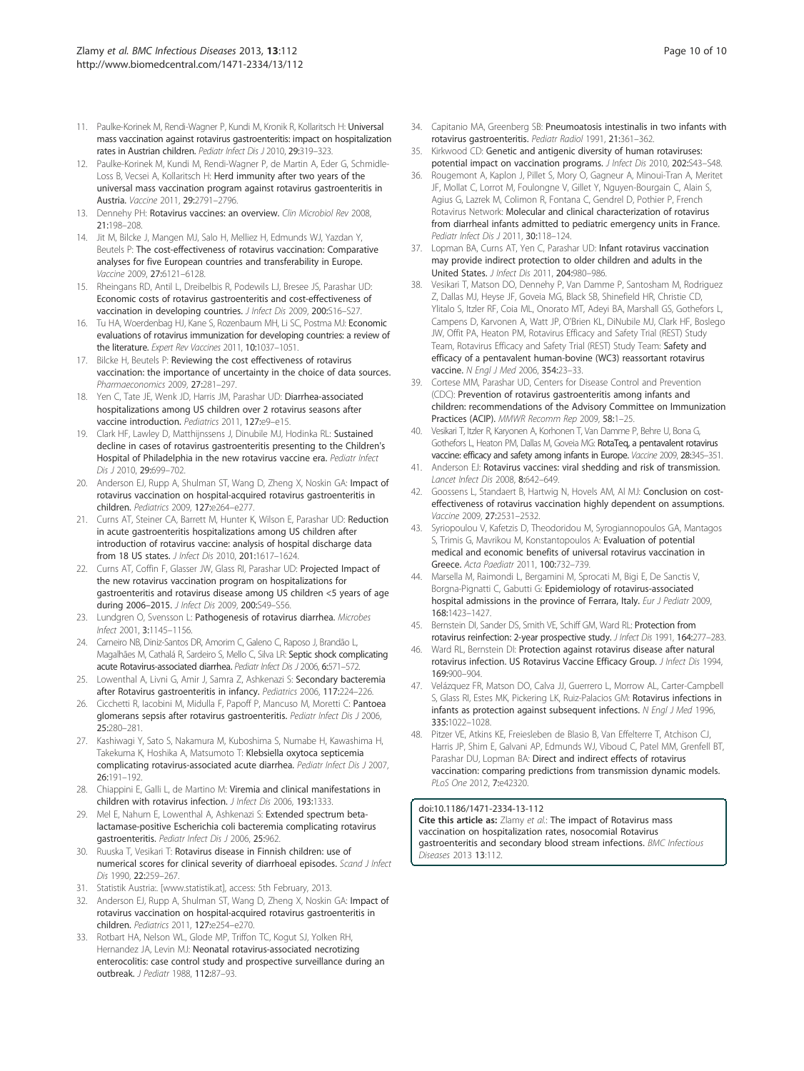11. Paulke-Korinek M, Rendi-Wagner P, Kundi M, Kronik R, Kollaritsch H: **Universal mass vaccination against rotavirus gastroenteritis: impact on hospitalization rates in Austrian children.** *Pediatr Infect Dis J* 2010, **29:**319–323.
12. Paulke-Korinek M, Kundi M, Rendi-Wagner P, de Martin A, Eder G, Schmidle-Loss B, Vecsei A, Kollaritsch H: **Herd immunity after two years of the universal mass vaccination program against rotavirus gastroenteritis in Austria.** *Vaccine* 2011, **29:**2791–2796.
13. Dennehy PH: **Rotavirus vaccines: an overview.** *Clin Microbiol Rev* 2008, **21:**198–208.
14. Jit M, Bilcke J, Mangen MJ, Salo H, Melliez H, Edmunds WJ, Yazdan Y, Beutels P: **The cost-effectiveness of rotavirus vaccination: Comparative analyses for five European countries and transferability in Europe.** *Vaccine* 2009, **27:**6121–6128.
15. Rheingans RD, Antil L, Dreibelbis R, Podewils LJ, Bresee JS, Parashar UD: **Economic costs of rotavirus gastroenteritis and cost-effectiveness of vaccination in developing countries.** *J Infect Dis* 2009, **200:**S16–S27.
16. Tu HA, Woerdenbag HJ, Kane S, Rozenbaum MH, Li SC, Postma MJ: **Economic evaluations of rotavirus immunization for developing countries: a review of the literature.** *Expert Rev Vaccines* 2011, **10:**1037–1051.
17. Bilcke H, Beutels P: **Reviewing the cost effectiveness of rotavirus vaccination: the importance of uncertainty in the choice of data sources.** *Pharmaeconomics* 2009, **27:**281–297.
18. Yen C, Tate JE, Wenk JD, Harris JM, Parashar UD: **Diarrhea-associated hospitalizations among US children over 2 rotavirus seasons after vaccine introduction.** *Pediatrics* 2011, **127:**e9–e15.
19. Clark HF, Lawley D, Matthijnssens J, Dinubile MJ, Hodinka RL: **Sustained decline in cases of rotavirus gastroenteritis presenting to the Children's Hospital of Philadelphia in the new rotavirus vaccine era.** *Pediatr Infect Dis J* 2010, **29:**699–702.
20. Anderson EJ, Rupp A, Shulman ST, Wang D, Zheng X, Noskin GA: **Impact of rotavirus vaccination on hospital-acquired rotavirus gastroenteritis in children.** *Pediatrics* 2009, **127:**e264–e277.
21. Curns AT, Steiner CA, Barrett M, Hunter K, Wilson E, Parashar UD: **Reduction in acute gastroenteritis hospitalizations among US children after introduction of rotavirus vaccine: analysis of hospital discharge data from 18 US states.** *J Infect Dis* 2010, **201:**1617–1624.
22. Curns AT, Coffin F, Glasser JW, Glass RI, Parashar UD: **Projected Impact of the new rotavirus vaccination program on hospitalizations for gastroenteritis and rotavirus disease among US children <5 years of age during 2006–2015.** *J Infect Dis* 2009, **200:**S49–S56.
23. Lundgren O, Svensson L: **Pathogenesis of rotavirus diarrhea.** *Microbes Infect* 2001, **3:**1145–1156.
24. Carneiro NB, Diniz-Santos DR, Amorim C, Galeno C, Raposo J, Brandão L, Magalhães M, Cathalá R, Sardeiro S, Mello C, Silva LR: **Septic shock complicating acute Rotavirus-associated diarrhea.** *Pediatr Infect Dis J* 2006, **6:**571–572.
25. Lowenthal A, Livni G, Amir J, Samra Z, Ashkenazi S: **Secondary bacteremia after Rotavirus gastroenteritis in infancy.** *Pediatrics* 2006, **117:**224–226.
26. Cicchetti R, Iacobini M, Midulla F, Papoff P, Mancuso M, Moretti C: **Pantoea glomerans sepsis after rotavirus gastroenteritis.** *Pediatr Infect Dis J* 2006, **25:**280–281.
27. Kashiwagi Y, Sato S, Nakamura M, Kuboshima S, Numabe H, Kawashima H, Takekuma K, Hoshika A, Matsumoto T: **Klebsiella oxytoca septicemia complicating rotavirus-associated acute diarrhea.** *Pediatr Infect Dis J* 2007, **26:**191–192.
28. Chiappini E, Galli L, de Martino M: **Viremia and clinical manifestations in children with rotavirus infection.** *J Infect Dis* 2006, **193:**1333.
29. Mel E, Nahum E, Lowenthal A, Ashkenazi S: **Extended spectrum beta-lactamase-positive Escherichia coli bacteremia complicating rotavirus gastroenteritis.** *Pediatr Infect Dis J* 2006, **25:**962.
30. Ruuska T, Vesikari T: **Rotavirus disease in Finnish children: use of numerical scores for clinical severity of diarrhoeal episodes.** *Scand J Infect Dis* 1990, **22:**259–267.
31. Statistik Austria:. [www.statistik.at], access: 5th February, 2013.
32. Anderson EJ, Rupp A, Shulman ST, Wang D, Zheng X, Noskin GA: **Impact of rotavirus vaccination on hospital-acquired rotavirus gastroenteritis in children.** *Pediatrics* 2011, **127:**e254–e270.
33. Rotbart HA, Nelson WL, Glode MP, Triffon TC, Kogut SJ, Yolken RH, Hernandez JA, Levin MJ: **Neonatal rotavirus-associated necrotizing enterocolitis: case control study and prospective surveillance during an outbreak.** *J Pediatr* 1988, **112:**87–93.
34. Capitanio MA, Greenberg SB: **Pneumoatosis intestinalis in two infants with rotavirus gastroenteritis.** *Pediatr Radiol* 1991, **21:**361–362.
35. Kirkwood CD: **Genetic and antigenic diversity of human rotaviruses: potential impact on vaccination programs.** *J Infect Dis* 2010, **202:**S43–S48.
36. Rougemont A, Kaplon J, Pillet S, Mory O, Gagneur A, Minoui-Tran A, Meritet JF, Mollat C, Lorrot M, Foulongne V, Gillet Y, Nguyen-Bourgain C, Alain S, Agius G, Lazrek M, Colimon R, Fontana C, Gendrel D, Pothier P, French Rotavirus Network: **Molecular and clinical characterization of rotavirus from diarrheal infants admitted to pediatric emergency units in France.** *Pediatr Infect Dis J* 2011, **30:**118–124.
37. Lopman BA, Curns AT, Yen C, Parashar UD: **Infant rotavirus vaccination may provide indirect protection to older children and adults in the United States.** *J Infect Dis* 2011, **204:**980–986.
38. Vesikari T, Matson DO, Dennehy P, Van Damme P, Santosham M, Rodriguez Z, Dallas MJ, Heyse JF, Goveia MG, Black SB, Shinefield HR, Christie CD, Ylitalo S, Itzler RF, Coia ML, Onorato MT, Adeyi BA, Marshall GS, Gothefors L, Campens D, Karvonen A, Watt JP, O'Brien KL, DiNubile MJ, Clark HF, Boslego JW, Offit PA, Heaton PM, Rotavirus Efficacy and Safety Trial (REST) Study Team, Rotavirus Efficacy and Safety Trial (REST) Study Team: **Safety and efficacy of a pentavalent human-bovine (WC3) reassortant rotavirus vaccine.** *N Engl J Med* 2006, **354:**23–33.
39. Cortese MM, Parashar UD, Centers for Disease Control and Prevention (CDC): **Prevention of rotavirus gastroenteritis among infants and children: recommendations of the Advisory Committee on Immunization Practices (ACIP).** *MMWR Recomm Rep* 2009, **58:**1–25.
40. Vesikari T, Itzler R, Karyonen A, Korhonen T, Van Damme P, Behre U, Bona G, Gothefors L, Heaton PM, Dallas M, Goveia MG: **RotaTeq, a pentavalent rotavirus vaccine: efficacy and safety among infants in Europe.** *Vaccine* 2009, **28:**345–351.
41. Anderson EJ: **Rotavirus vaccines: viral shedding and risk of transmission.** *Lancet Infect Dis* 2008, **8:**642–649.
42. Goossens L, Standaert B, Hartwig N, Hovels AM, Al MJ: **Conclusion on cost-effectiveness of rotavirus vaccination highly dependent on assumptions.** *Vaccine* 2009, **27:**2531–2532.
43. Syriopoulou V, Kafetzis D, Theodoridou M, Syrogiannopoulos GA, Mantagos S, Trimis G, Mavrikou M, Konstantopoulos A: **Evaluation of potential medical and economic benefits of universal rotavirus vaccination in Greece.** *Acta Paediatr* 2011, **100:**732–739.
44. Marsella M, Raimondi L, Bergamini M, Sprocati M, Bigi E, De Sanctis V, Borgna-Pignatti C, Gabutti G: **Epidemiology of rotavirus-associated hospital admissions in the province of Ferrara, Italy.** *Eur J Pediatr* 2009, **168:**1423–1427.
45. Bernstein DI, Sander DS, Smith VE, Schiff GM, Ward RL: **Protection from rotavirus reinfection: 2-year prospective study.** *J Infect Dis* 1991, **164:**277–283.
46. Ward RL, Bernstein DI: **Protection against rotavirus disease after natural rotavirus infection. US Rotavirus Vaccine Efficacy Group.** *J Infect Dis* 1994, **169:**900–904.
47. Velázquez FR, Matson DO, Calva JJ, Guerrero L, Morrow AL, Carter-Campbell S, Glass RI, Estes MK, Pickering LK, Ruiz-Palacios GM: **Rotavirus infections in infants as protection against subsequent infections.** *N Engl J Med* 1996, **335:**1022–1028.
48. Pitzer VE, Atkins KE, Freiesleben de Blasio B, Van Effelterre T, Atchison CJ, Harris JP, Shim E, Galvani AP, Edmunds WJ, Viboud C, Patel MM, Grenfell BT, Parashar DU, Lopman BA: **Direct and indirect effects of rotavirus vaccination: comparing predictions from transmission dynamic models.** *PLoS One* 2012, **7:**e42320.

doi:10.1186/1471-2334-13-112

**Cite this article as:** Zlamy *et al.*: The impact of Rotavirus mass vaccination on hospitalization rates, nosocomial Rotavirus gastroenteritis and secondary blood stream infections. *BMC Infectious Diseases* 2013 **13**:112.